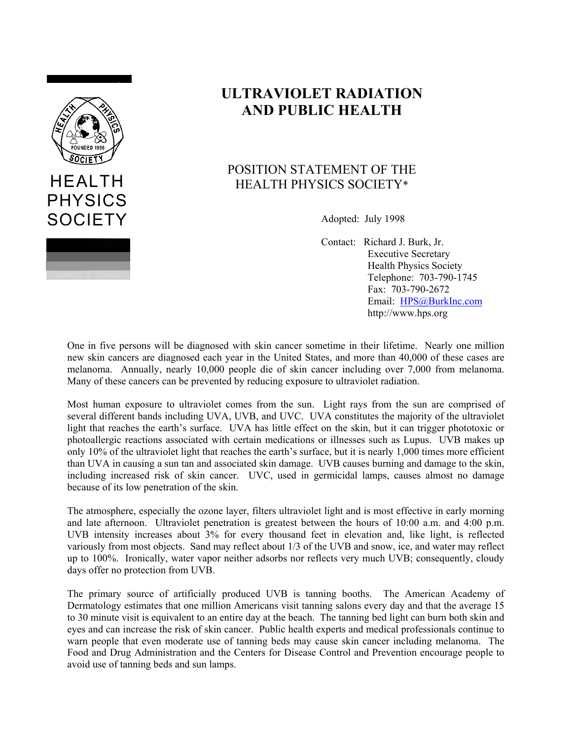HEALTH PHYSICS SOCIETY

# ULTRAVIOLET RADIATION AND PUBLIC HEALTH

## POSITION STATEMENT OF THE HEALTH PHYSICS SOCIETY*

Adopted: July 1998

Contact: Richard J. Burk, Jr.
Executive Secretary
Health Physics Society
Telephone: 703-790-1745
Fax: 703-790-2672
Email: HPS@BurkInc.com
http://www.hps.org

One in five persons will be diagnosed with skin cancer sometime in their lifetime. Nearly one million new skin cancers are diagnosed each year in the United States, and more than 40,000 of these cases are melanoma. Annually, nearly 10,000 people die of skin cancer including over 7,000 from melanoma. Many of these cancers can be prevented by reducing exposure to ultraviolet radiation.

Most human exposure to ultraviolet comes from the sun. Light rays from the sun are comprised of several different bands including UVA, UVB, and UVC. UVA constitutes the majority of the ultraviolet light that reaches the earth's surface. UVA has little effect on the skin, but it can trigger phototoxic or photoallergic reactions associated with certain medications or illnesses such as Lupus. UVB makes up only 10% of the ultraviolet light that reaches the earth's surface, but it is nearly 1,000 times more efficient than UVA in causing a sun tan and associated skin damage. UVB causes burning and damage to the skin, including increased risk of skin cancer. UVC, used in germicidal lamps, causes almost no damage because of its low penetration of the skin.

The atmosphere, especially the ozone layer, filters ultraviolet light and is most effective in early morning and late afternoon. Ultraviolet penetration is greatest between the hours of 10:00 a.m. and 4:00 p.m. UVB intensity increases about 3% for every thousand feet in elevation and, like light, is reflected variously from most objects. Sand may reflect about 1/3 of the UVB and snow, ice, and water may reflect up to 100%. Ironically, water vapor neither adsorbs nor reflects very much UVB; consequently, cloudy days offer no protection from UVB.

The primary source of artificially produced UVB is tanning booths. The American Academy of Dermatology estimates that one million Americans visit tanning salons every day and that the average 15 to 30 minute visit is equivalent to an entire day at the beach. The tanning bed light can burn both skin and eyes and can increase the risk of skin cancer. Public health experts and medical professionals continue to warn people that even moderate use of tanning beds may cause skin cancer including melanoma. The Food and Drug Administration and the Centers for Disease Control and Prevention encourage people to avoid use of tanning beds and sun lamps.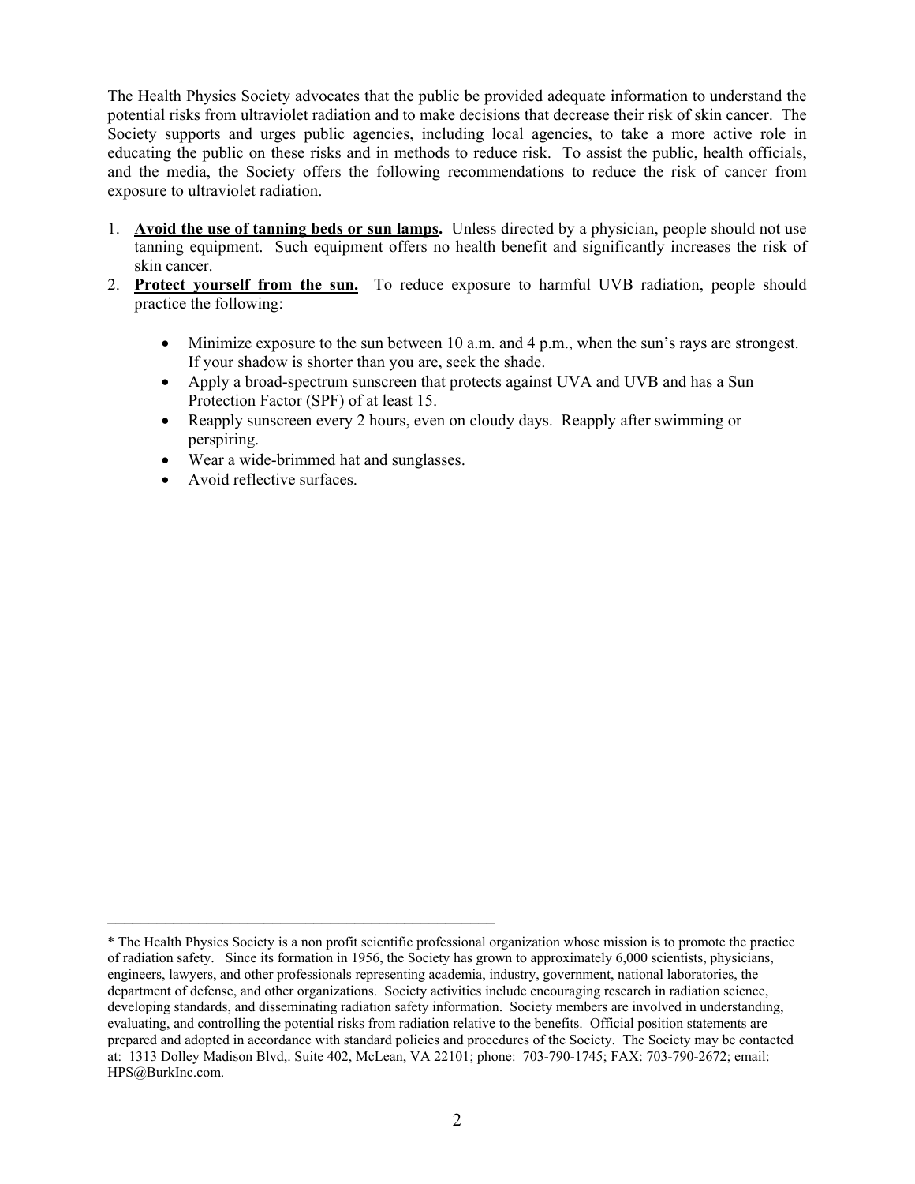The Health Physics Society advocates that the public be provided adequate information to understand the potential risks from ultraviolet radiation and to make decisions that decrease their risk of skin cancer. The Society supports and urges public agencies, including local agencies, to take a more active role in educating the public on these risks and in methods to reduce risk. To assist the public, health officials, and the media, the Society offers the following recommendations to reduce the risk of cancer from exposure to ultraviolet radiation.

1. **Avoid the use of tanning beds or sun lamps.** Unless directed by a physician, people should not use tanning equipment. Such equipment offers no health benefit and significantly increases the risk of skin cancer.
2. **Protect yourself from the sun.** To reduce exposure to harmful UVB radiation, people should practice the following:

   - Minimize exposure to the sun between 10 a.m. and 4 p.m., when the sun's rays are strongest. If your shadow is shorter than you are, seek the shade.
   - Apply a broad-spectrum sunscreen that protects against UVA and UVB and has a Sun Protection Factor (SPF) of at least 15.
   - Reapply sunscreen every 2 hours, even on cloudy days. Reapply after swimming or perspiring.
   - Wear a wide-brimmed hat and sunglasses.
   - Avoid reflective surfaces.

---

* The Health Physics Society is a non profit scientific professional organization whose mission is to promote the practice of radiation safety. Since its formation in 1956, the Society has grown to approximately 6,000 scientists, physicians, engineers, lawyers, and other professionals representing academia, industry, government, national laboratories, the department of defense, and other organizations. Society activities include encouraging research in radiation science, developing standards, and disseminating radiation safety information. Society members are involved in understanding, evaluating, and controlling the potential risks from radiation relative to the benefits. Official position statements are prepared and adopted in accordance with standard policies and procedures of the Society. The Society may be contacted at: 1313 Dolley Madison Blvd,. Suite 402, McLean, VA 22101; phone: 703-790-1745; FAX: 703-790-2672; email: HPS@BurkInc.com.